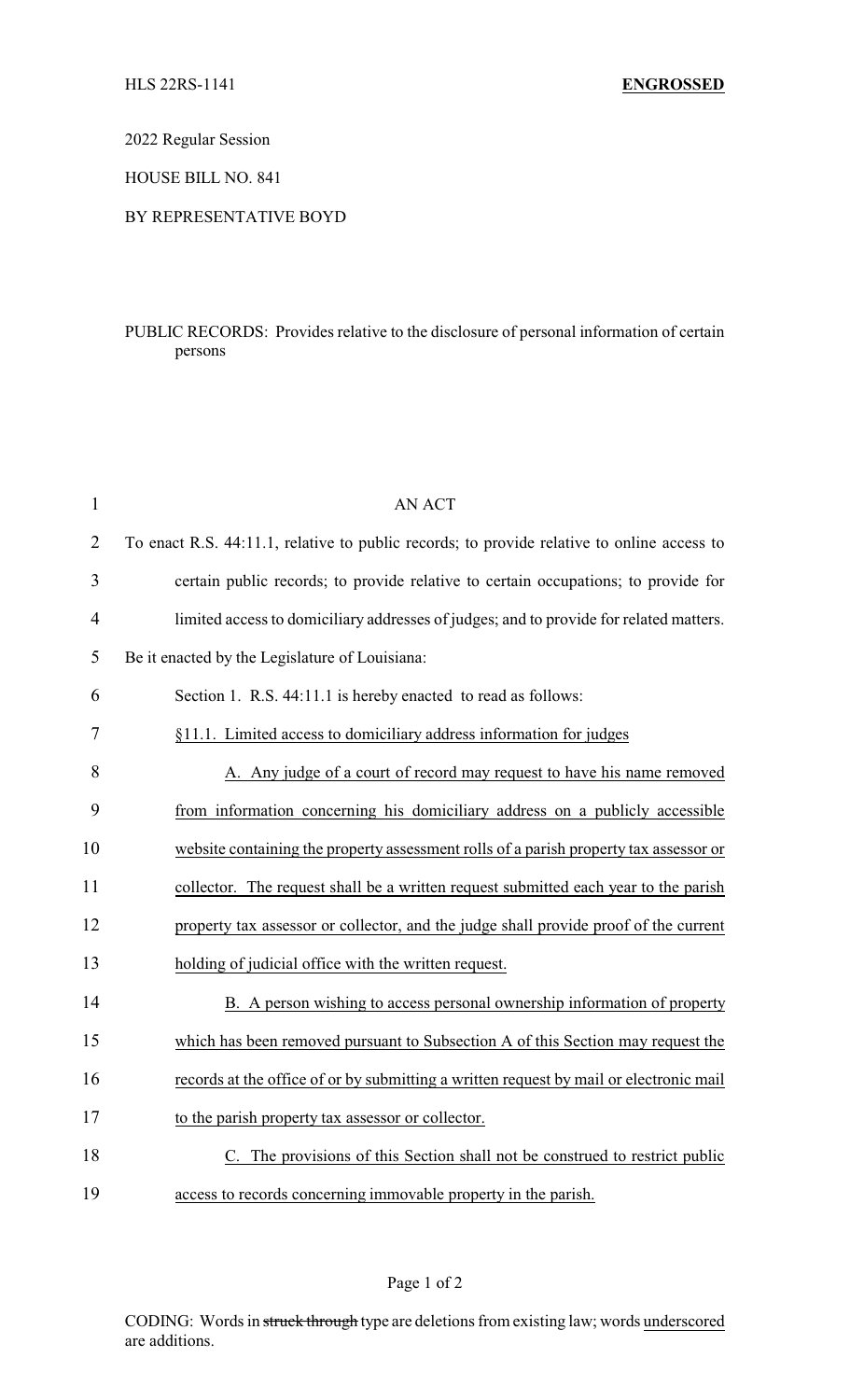HLS 22RS-1141 **ENGROSSED**

2022 Regular Session

HOUSE BILL NO. 841

BY REPRESENTATIVE BOYD

PUBLIC RECORDS: Provides relative to the disclosure of personal information of certain persons

AN ACT

To enact R.S. 44:11.1, relative to public records; to provide relative to online access to certain public records; to provide relative to certain occupations; to provide for limited access to domiciliary addresses of judges; and to provide for related matters.

Be it enacted by the Legislature of Louisiana:

Section 1. R.S. 44:11.1 is hereby enacted to read as follows:

§11.1. Limited access to domiciliary address information for judges

A. Any judge of a court of record may request to have his name removed from information concerning his domiciliary address on a publicly accessible website containing the property assessment rolls of a parish property tax assessor or collector. The request shall be a written request submitted each year to the parish property tax assessor or collector, and the judge shall provide proof of the current holding of judicial office with the written request.

B. A person wishing to access personal ownership information of property which has been removed pursuant to Subsection A of this Section may request the records at the office of or by submitting a written request by mail or electronic mail to the parish property tax assessor or collector.

C. The provisions of this Section shall not be construed to restrict public access to records concerning immovable property in the parish.

CODING: Words in ~~struck through~~ type are deletions from existing law; words underscored are additions.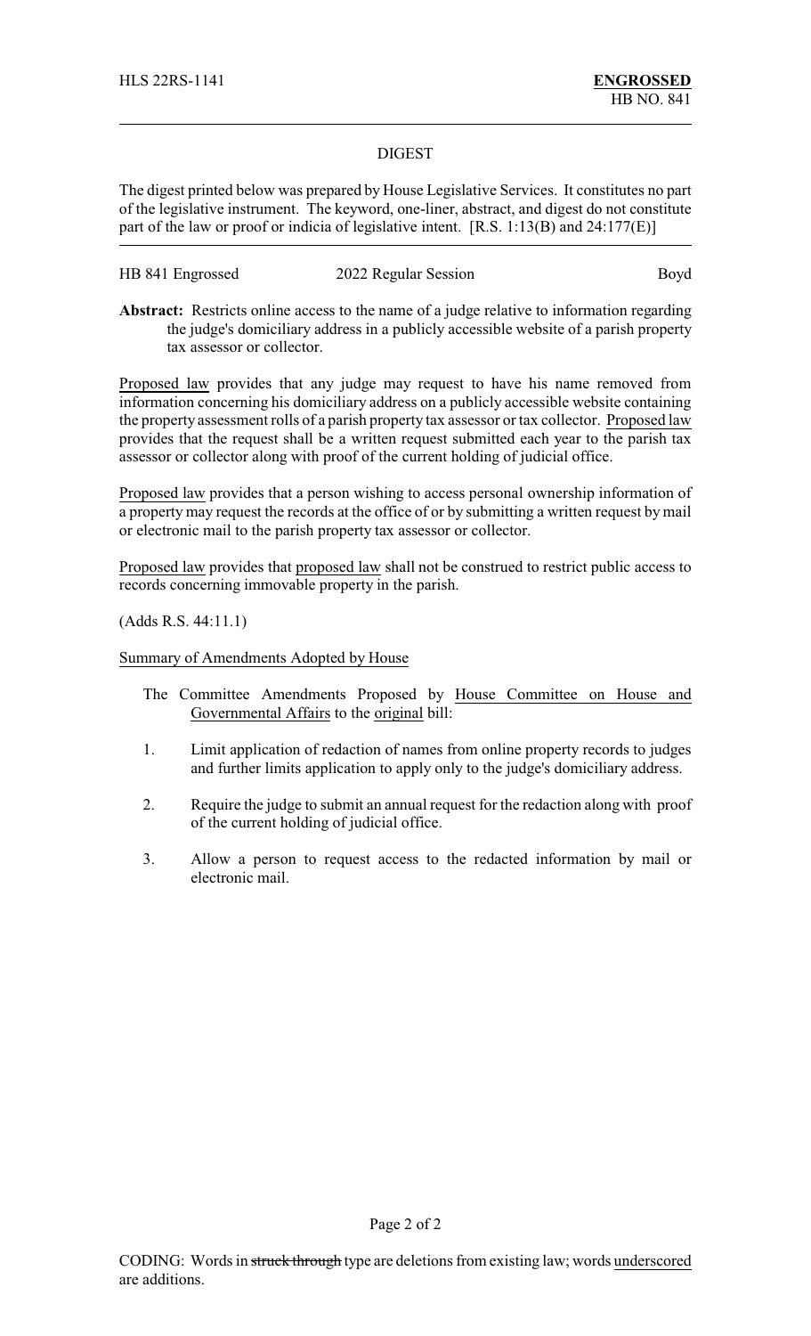HLS 22RS-1141 **ENGROSSED**
HB NO. 841

## DIGEST

The digest printed below was prepared by House Legislative Services. It constitutes no part of the legislative instrument. The keyword, one-liner, abstract, and digest do not constitute part of the law or proof or indicia of legislative intent. [R.S. 1:13(B) and 24:177(E)]

HB 841 Engrossed 2022 Regular Session Boyd

**Abstract:** Restricts online access to the name of a judge relative to information regarding the judge's domiciliary address in a publicly accessible website of a parish property tax assessor or collector.

Proposed law provides that any judge may request to have his name removed from information concerning his domiciliary address on a publicly accessible website containing the property assessment rolls of a parish property tax assessor or tax collector. Proposed law provides that the request shall be a written request submitted each year to the parish tax assessor or collector along with proof of the current holding of judicial office.

Proposed law provides that a person wishing to access personal ownership information of a property may request the records at the office of or by submitting a written request by mail or electronic mail to the parish property tax assessor or collector.

Proposed law provides that proposed law shall not be construed to restrict public access to records concerning immovable property in the parish.

(Adds R.S. 44:11.1)

Summary of Amendments Adopted by House

The Committee Amendments Proposed by House Committee on House and Governmental Affairs to the original bill:

1. Limit application of redaction of names from online property records to judges and further limits application to apply only to the judge's domiciliary address.

2. Require the judge to submit an annual request for the redaction along with proof of the current holding of judicial office.

3. Allow a person to request access to the redacted information by mail or electronic mail.

CODING: Words in ~~struck through~~ type are deletions from existing law; words underscored are additions.